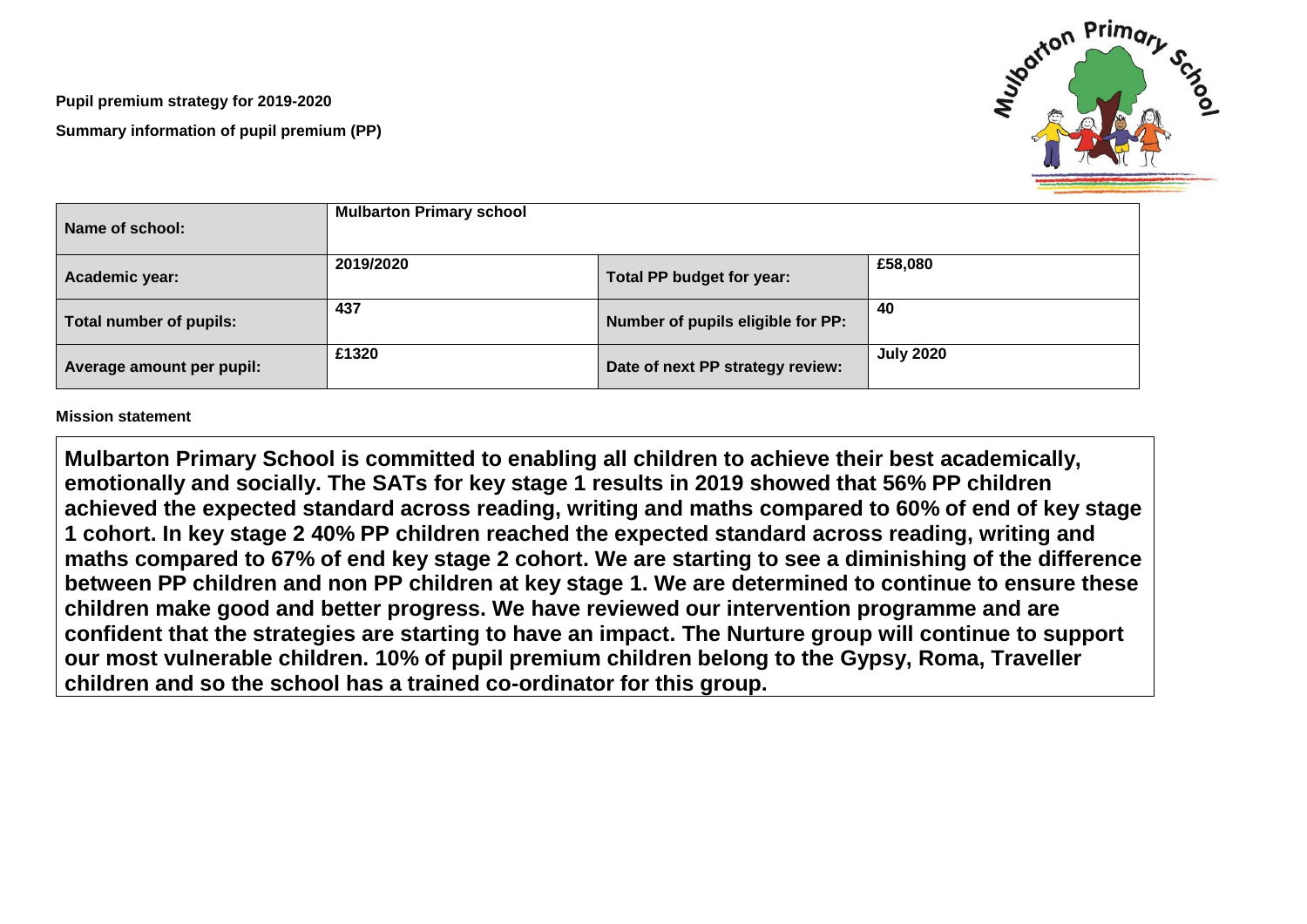**Pupil premium strategy for 2019-2020**

**Summary information of pupil premium (PP)**

| Name of school: | Mulbarton Primary school | | |
|---|---|---|---|
| Academic year: | 2019/2020 | Total PP budget for year: | £58,080 |
| Total number of pupils: | 437 | Number of pupils eligible for PP: | 40 |
| Average amount per pupil: | £1320 | Date of next PP strategy review: | July 2020 |

**Mission statement**

**Mulbarton Primary School is committed to enabling all children to achieve their best academically, emotionally and socially. The SATs for key stage 1 results in 2019 showed that 56% PP children achieved the expected standard across reading, writing and maths compared to 60% of end of key stage 1 cohort. In key stage 2 40% PP children reached the expected standard across reading, writing and maths compared to 67% of end key stage 2 cohort. We are starting to see a diminishing of the difference between PP children and non PP children at key stage 1. We are determined to continue to ensure these children make good and better progress. We have reviewed our intervention programme and are confident that the strategies are starting to have an impact. The Nurture group will continue to support our most vulnerable children. 10% of pupil premium children belong to the Gypsy, Roma, Traveller children and so the school has a trained co-ordinator for this group.**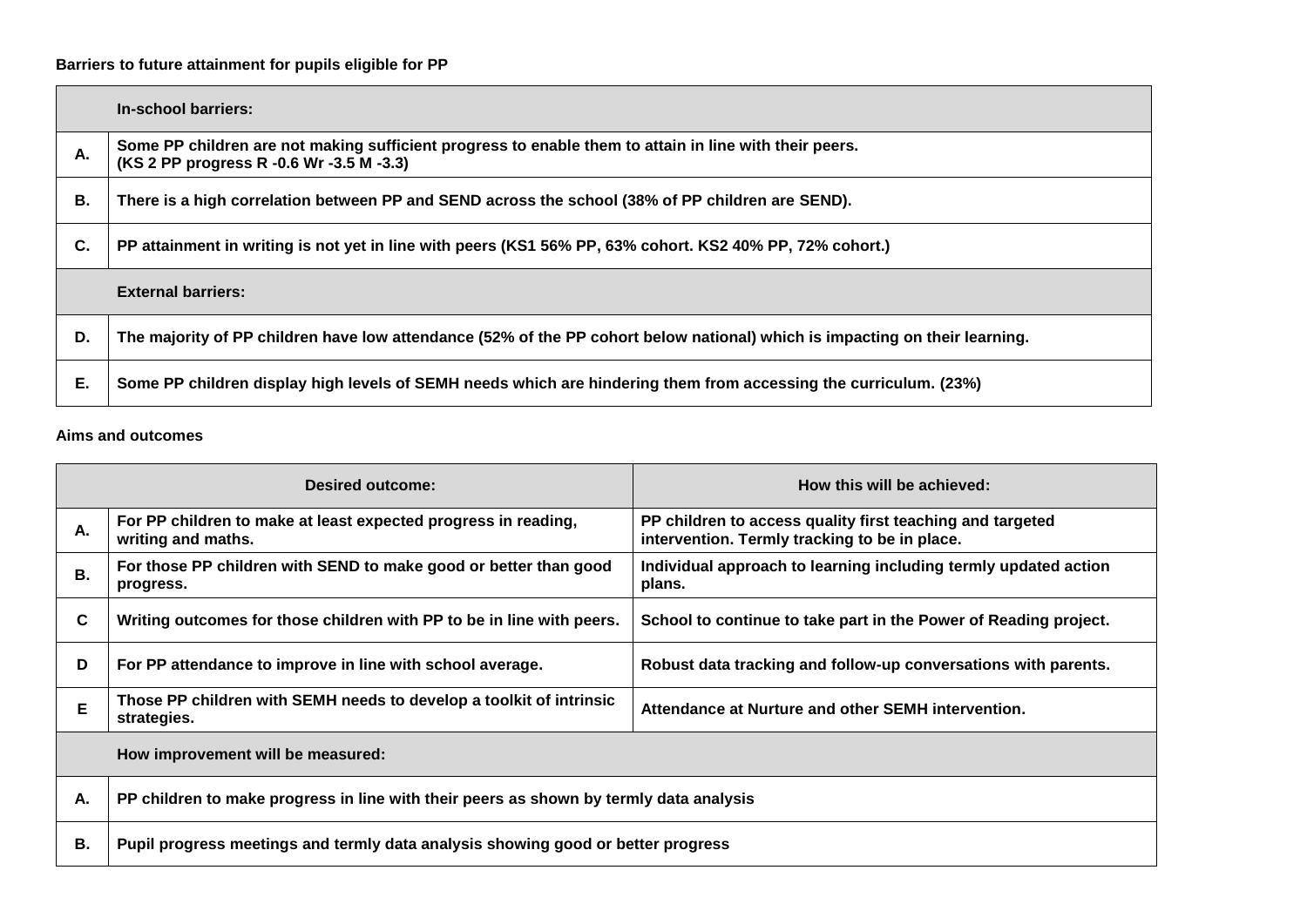**Barriers to future attainment for pupils eligible for PP**

| | In-school barriers: |
|---|---|
| **A.** | **Some PP children are not making sufficient progress to enable them to attain in line with their peers. (KS 2 PP progress R -0.6 Wr -3.5 M -3.3)** |
| **B.** | **There is a high correlation between PP and SEND across the school (38% of PP children are SEND).** |
| **C.** | **PP attainment in writing is not yet in line with peers (KS1 56% PP, 63% cohort. KS2 40% PP, 72% cohort.)** |
| | **External barriers:** |
| **D.** | **The majority of PP children have low attendance (52% of the PP cohort below national) which is impacting on their learning.** |
| **E.** | **Some PP children display high levels of SEMH needs which are hindering them from accessing the curriculum. (23%)** |

**Aims and outcomes**

| | Desired outcome: | How this will be achieved: |
|---|---|---|
| **A.** | **For PP children to make at least expected progress in reading, writing and maths.** | **PP children to access quality first teaching and targeted intervention. Termly tracking to be in place.** |
| **B.** | **For those PP children with SEND to make good or better than good progress.** | **Individual approach to learning including termly updated action plans.** |
| **C** | **Writing outcomes for those children with PP to be in line with peers.** | **School to continue to take part in the Power of Reading project.** |
| **D** | **For PP attendance to improve in line with school average.** | **Robust data tracking and follow-up conversations with parents.** |
| **E** | **Those PP children with SEMH needs to develop a toolkit of intrinsic strategies.** | **Attendance at Nurture and other SEMH intervention.** |
| | **How improvement will be measured:** | |
| **A.** | **PP children to make progress in line with their peers as shown by termly data analysis** | |
| **B.** | **Pupil progress meetings and termly data analysis showing good or better progress** | |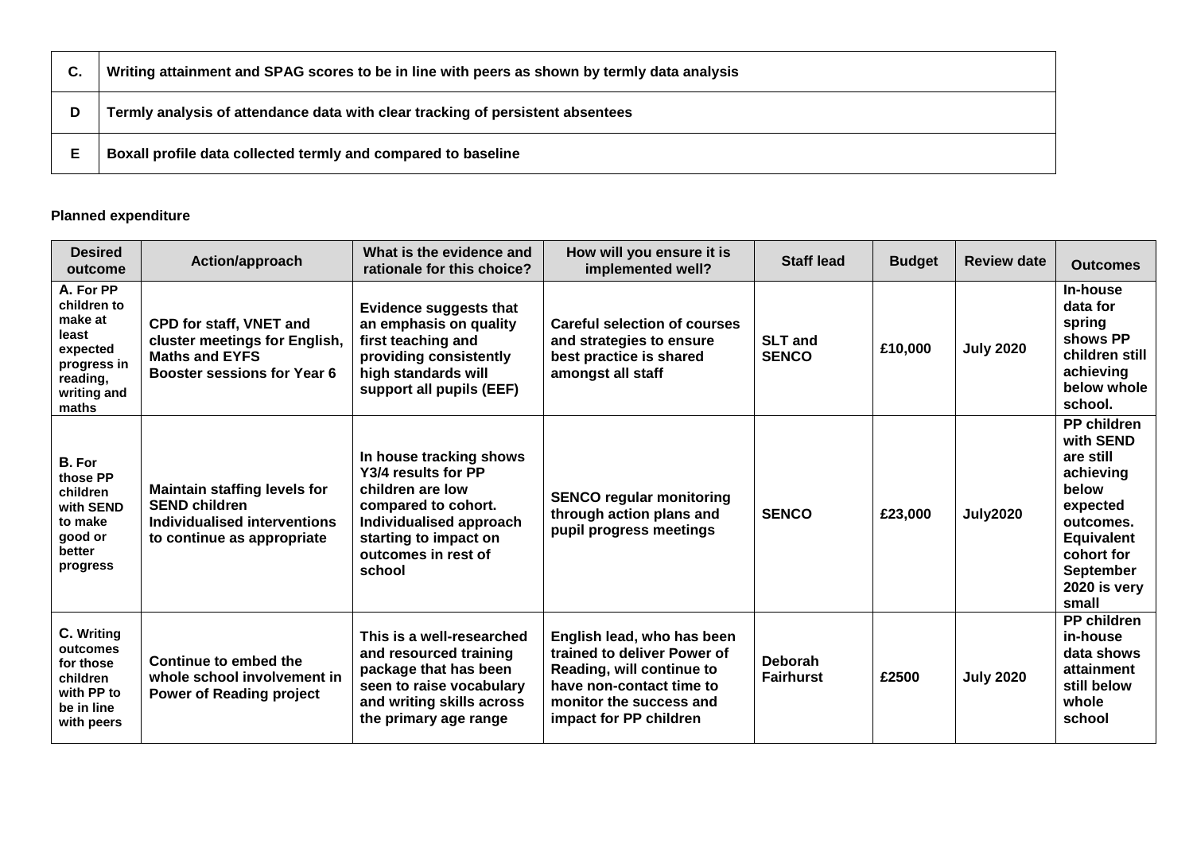| | |
|---|---|
| **C.** | **Writing attainment and SPAG scores to be in line with peers as shown by termly data analysis** |
| **D** | **Termly analysis of attendance data with clear tracking of persistent absentees** |
| **E** | **Boxall profile data collected termly and compared to baseline** |

**Planned expenditure**

| Desired outcome | Action/approach | What is the evidence and rationale for this choice? | How will you ensure it is implemented well? | Staff lead | Budget | Review date | Outcomes |
|---|---|---|---|---|---|---|---|
| **A. For PP children to make at least expected progress in reading, writing and maths** | **CPD for staff, VNET and cluster meetings for English, Maths and EYFS Booster sessions for Year 6** | **Evidence suggests that an emphasis on quality first teaching and providing consistently high standards will support all pupils (EEF)** | **Careful selection of courses and strategies to ensure best practice is shared amongst all staff** | **SLT and SENCO** | **£10,000** | **July 2020** | **In-house data for spring shows PP children still achieving below whole school.** |
| **B. For those PP children with SEND to make good or better progress** | **Maintain staffing levels for SEND children Individualised interventions to continue as appropriate** | **In house tracking shows Y3/4 results for PP children are low compared to cohort. Individualised approach starting to impact on outcomes in rest of school** | **SENCO regular monitoring through action plans and pupil progress meetings** | **SENCO** | **£23,000** | **July2020** | **PP children with SEND are still achieving below expected outcomes. Equivalent cohort for September 2020 is very small** |
| **C. Writing outcomes for those children with PP to be in line with peers** | **Continue to embed the whole school involvement in Power of Reading project** | **This is a well-researched and resourced training package that has been seen to raise vocabulary and writing skills across the primary age range** | **English lead, who has been trained to deliver Power of Reading, will continue to have non-contact time to monitor the success and impact for PP children** | **Deborah Fairhurst** | **£2500** | **July 2020** | **PP children in-house data shows attainment still below whole school** |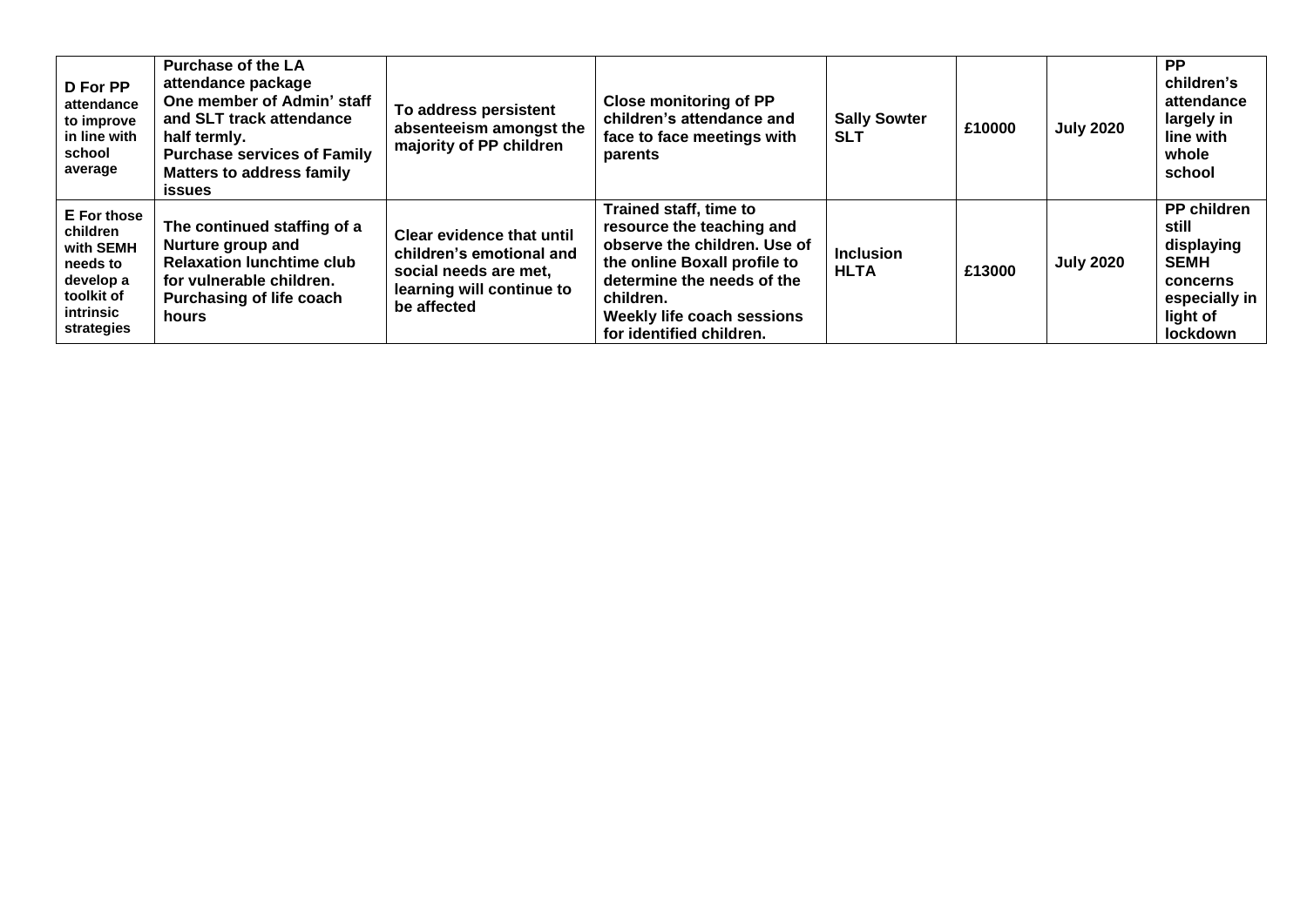| | | | | | | | |
|---|---|---|---|---|---|---|---|
| **D For PP attendance to improve in line with school average** | **Purchase of the LA attendance package One member of Admin' staff and SLT track attendance half termly. Purchase services of Family Matters to address family issues** | **To address persistent absenteeism amongst the majority of PP children** | **Close monitoring of PP children's attendance and face to face meetings with parents** | **Sally Sowter SLT** | **£10000** | **July 2020** | **PP children's attendance largely in line with whole school** |
| **E For those children with SEMH needs to develop a toolkit of intrinsic strategies** | **The continued staffing of a Nurture group and Relaxation lunchtime club for vulnerable children. Purchasing of life coach hours** | **Clear evidence that until children's emotional and social needs are met, learning will continue to be affected** | **Trained staff, time to resource the teaching and observe the children. Use of the online Boxall profile to determine the needs of the children. Weekly life coach sessions for identified children.** | **Inclusion HLTA** | **£13000** | **July 2020** | **PP children still displaying SEMH concerns especially in light of lockdown** |